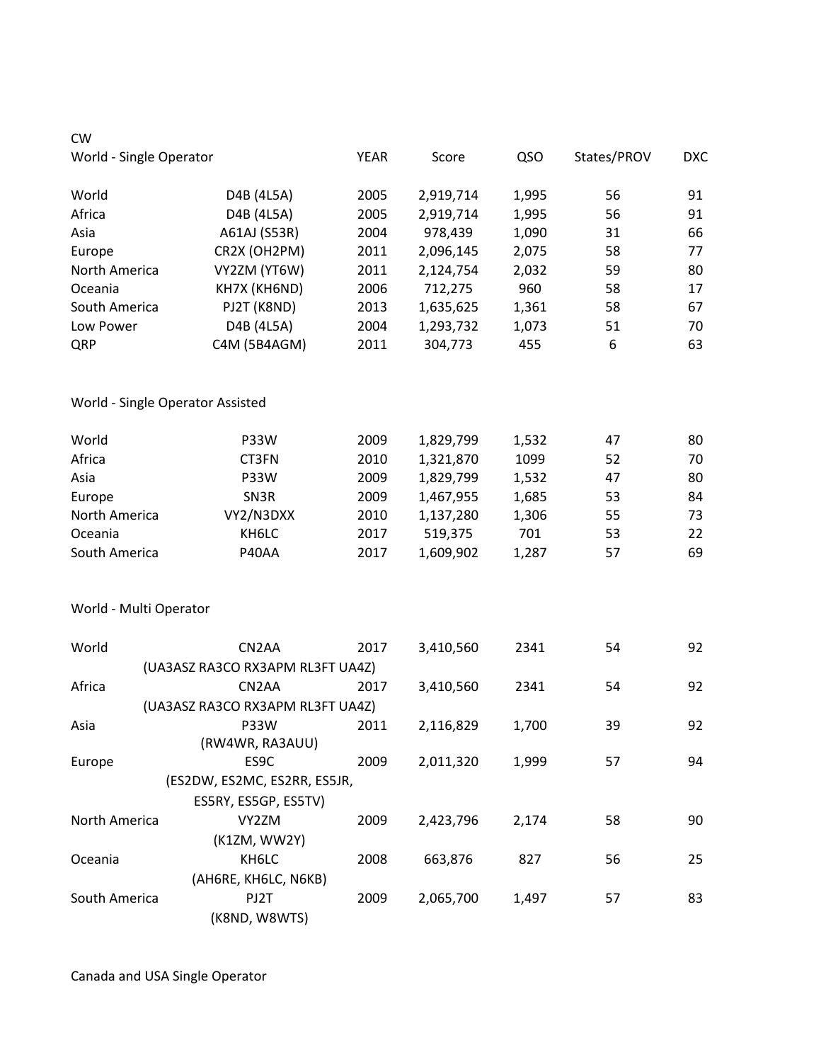CW

## World - Single Operator

| World - Single Operator | | YEAR | Score | QSO | States/PROV | DXC |
|---|---|---|---|---|---|---|
| World | D4B (4L5A) | 2005 | 2,919,714 | 1,995 | 56 | 91 |
| Africa | D4B (4L5A) | 2005 | 2,919,714 | 1,995 | 56 | 91 |
| Asia | A61AJ (S53R) | 2004 | 978,439 | 1,090 | 31 | 66 |
| Europe | CR2X (OH2PM) | 2011 | 2,096,145 | 2,075 | 58 | 77 |
| North America | VY2ZM (YT6W) | 2011 | 2,124,754 | 2,032 | 59 | 80 |
| Oceania | KH7X (KH6ND) | 2006 | 712,275 | 960 | 58 | 17 |
| South America | PJ2T (K8ND) | 2013 | 1,635,625 | 1,361 | 58 | 67 |
| Low Power | D4B (4L5A) | 2004 | 1,293,732 | 1,073 | 51 | 70 |
| QRP | C4M (5B4AGM) | 2011 | 304,773 | 455 | 6 | 63 |

## World - Single Operator Assisted

| | | YEAR | Score | QSO | States/PROV | DXC |
|---|---|---|---|---|---|---|
| World | P33W | 2009 | 1,829,799 | 1,532 | 47 | 80 |
| Africa | CT3FN | 2010 | 1,321,870 | 1099 | 52 | 70 |
| Asia | P33W | 2009 | 1,829,799 | 1,532 | 47 | 80 |
| Europe | SN3R | 2009 | 1,467,955 | 1,685 | 53 | 84 |
| North America | VY2/N3DXX | 2010 | 1,137,280 | 1,306 | 55 | 73 |
| Oceania | KH6LC | 2017 | 519,375 | 701 | 53 | 22 |
| South America | P40AA | 2017 | 1,609,902 | 1,287 | 57 | 69 |

## World - Multi Operator

| | | YEAR | Score | QSO | States/PROV | DXC |
|---|---|---|---|---|---|---|
| World | CN2AA (UA3ASZ RA3CO RX3APM RL3FT UA4Z) | 2017 | 3,410,560 | 2341 | 54 | 92 |
| Africa | CN2AA (UA3ASZ RA3CO RX3APM RL3FT UA4Z) | 2017 | 3,410,560 | 2341 | 54 | 92 |
| Asia | P33W (RW4WR, RA3AUU) | 2011 | 2,116,829 | 1,700 | 39 | 92 |
| Europe | ES9C (ES2DW, ES2MC, ES2RR, ES5JR, ES5RY, ES5GP, ES5TV) | 2009 | 2,011,320 | 1,999 | 57 | 94 |
| North America | VY2ZM (K1ZM, WW2Y) | 2009 | 2,423,796 | 2,174 | 58 | 90 |
| Oceania | KH6LC (AH6RE, KH6LC, N6KB) | 2008 | 663,876 | 827 | 56 | 25 |
| South America | PJ2T (K8ND, W8WTS) | 2009 | 2,065,700 | 1,497 | 57 | 83 |

## Canada and USA Single Operator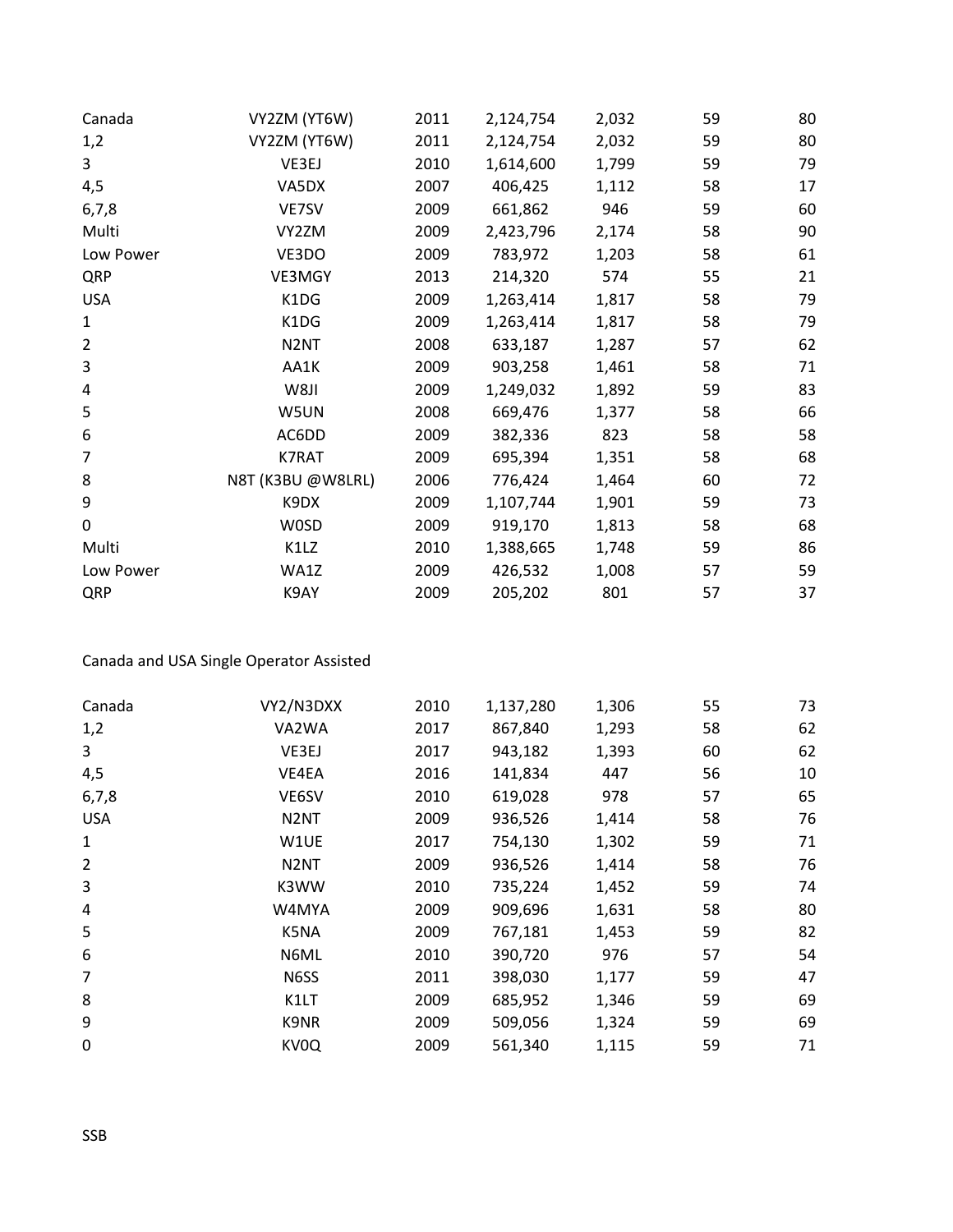| | | | | | | |
|---|---|---|---|---|---|---|
| Canada | VY2ZM (YT6W) | 2011 | 2,124,754 | 2,032 | 59 | 80 |
| 1,2 | VY2ZM (YT6W) | 2011 | 2,124,754 | 2,032 | 59 | 80 |
| 3 | VE3EJ | 2010 | 1,614,600 | 1,799 | 59 | 79 |
| 4,5 | VA5DX | 2007 | 406,425 | 1,112 | 58 | 17 |
| 6,7,8 | VE7SV | 2009 | 661,862 | 946 | 59 | 60 |
| Multi | VY2ZM | 2009 | 2,423,796 | 2,174 | 58 | 90 |
| Low Power | VE3DO | 2009 | 783,972 | 1,203 | 58 | 61 |
| QRP | VE3MGY | 2013 | 214,320 | 574 | 55 | 21 |
| USA | K1DG | 2009 | 1,263,414 | 1,817 | 58 | 79 |
| 1 | K1DG | 2009 | 1,263,414 | 1,817 | 58 | 79 |
| 2 | N2NT | 2008 | 633,187 | 1,287 | 57 | 62 |
| 3 | AA1K | 2009 | 903,258 | 1,461 | 58 | 71 |
| 4 | W8JI | 2009 | 1,249,032 | 1,892 | 59 | 83 |
| 5 | W5UN | 2008 | 669,476 | 1,377 | 58 | 66 |
| 6 | AC6DD | 2009 | 382,336 | 823 | 58 | 58 |
| 7 | K7RAT | 2009 | 695,394 | 1,351 | 58 | 68 |
| 8 | N8T (K3BU @W8LRL) | 2006 | 776,424 | 1,464 | 60 | 72 |
| 9 | K9DX | 2009 | 1,107,744 | 1,901 | 59 | 73 |
| 0 | W0SD | 2009 | 919,170 | 1,813 | 58 | 68 |
| Multi | K1LZ | 2010 | 1,388,665 | 1,748 | 59 | 86 |
| Low Power | WA1Z | 2009 | 426,532 | 1,008 | 57 | 59 |
| QRP | K9AY | 2009 | 205,202 | 801 | 57 | 37 |

Canada and USA Single Operator Assisted

| | | | | | | |
|---|---|---|---|---|---|---|
| Canada | VY2/N3DXX | 2010 | 1,137,280 | 1,306 | 55 | 73 |
| 1,2 | VA2WA | 2017 | 867,840 | 1,293 | 58 | 62 |
| 3 | VE3EJ | 2017 | 943,182 | 1,393 | 60 | 62 |
| 4,5 | VE4EA | 2016 | 141,834 | 447 | 56 | 10 |
| 6,7,8 | VE6SV | 2010 | 619,028 | 978 | 57 | 65 |
| USA | N2NT | 2009 | 936,526 | 1,414 | 58 | 76 |
| 1 | W1UE | 2017 | 754,130 | 1,302 | 59 | 71 |
| 2 | N2NT | 2009 | 936,526 | 1,414 | 58 | 76 |
| 3 | K3WW | 2010 | 735,224 | 1,452 | 59 | 74 |
| 4 | W4MYA | 2009 | 909,696 | 1,631 | 58 | 80 |
| 5 | K5NA | 2009 | 767,181 | 1,453 | 59 | 82 |
| 6 | N6ML | 2010 | 390,720 | 976 | 57 | 54 |
| 7 | N6SS | 2011 | 398,030 | 1,177 | 59 | 47 |
| 8 | K1LT | 2009 | 685,952 | 1,346 | 59 | 69 |
| 9 | K9NR | 2009 | 509,056 | 1,324 | 59 | 69 |
| 0 | KV0Q | 2009 | 561,340 | 1,115 | 59 | 71 |

SSB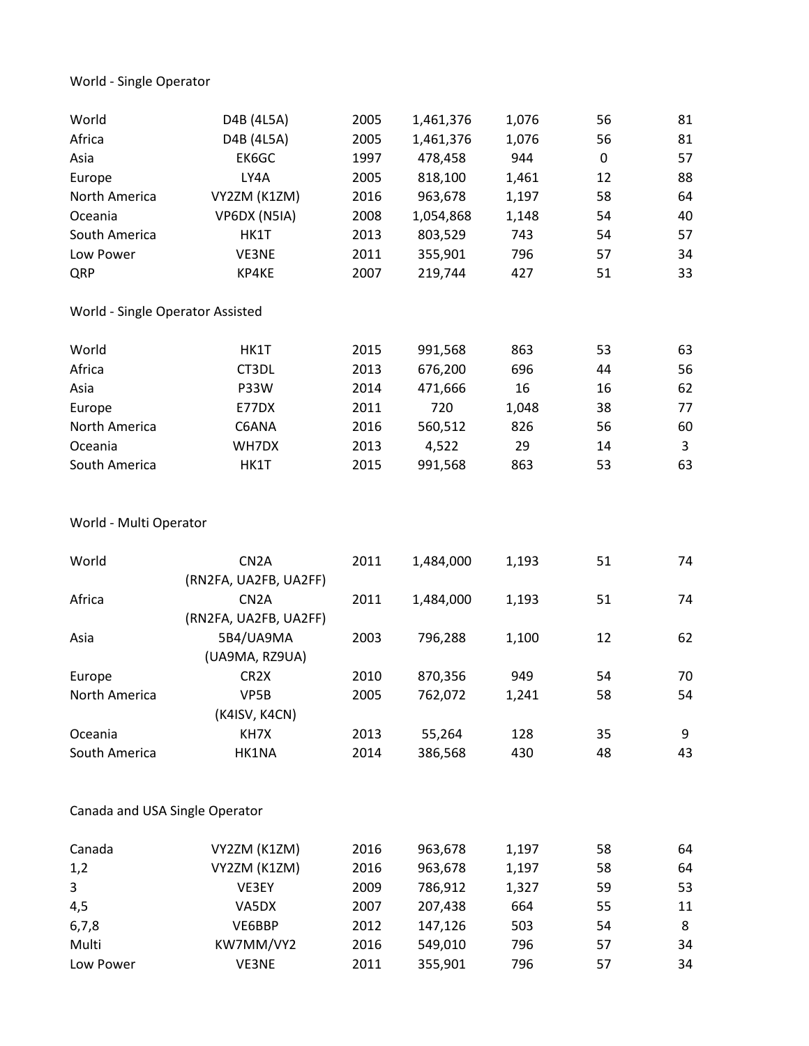World - Single Operator

| | | | | | | |
|---|---|---|---|---|---|---|
| World | D4B (4L5A) | 2005 | 1,461,376 | 1,076 | 56 | 81 |
| Africa | D4B (4L5A) | 2005 | 1,461,376 | 1,076 | 56 | 81 |
| Asia | EK6GC | 1997 | 478,458 | 944 | 0 | 57 |
| Europe | LY4A | 2005 | 818,100 | 1,461 | 12 | 88 |
| North America | VY2ZM (K1ZM) | 2016 | 963,678 | 1,197 | 58 | 64 |
| Oceania | VP6DX (N5IA) | 2008 | 1,054,868 | 1,148 | 54 | 40 |
| South America | HK1T | 2013 | 803,529 | 743 | 54 | 57 |
| Low Power | VE3NE | 2011 | 355,901 | 796 | 57 | 34 |
| QRP | KP4KE | 2007 | 219,744 | 427 | 51 | 33 |

World - Single Operator Assisted

| | | | | | | |
|---|---|---|---|---|---|---|
| World | HK1T | 2015 | 991,568 | 863 | 53 | 63 |
| Africa | CT3DL | 2013 | 676,200 | 696 | 44 | 56 |
| Asia | P33W | 2014 | 471,666 | 16 | 16 | 62 |
| Europe | E77DX | 2011 | 720 | 1,048 | 38 | 77 |
| North America | C6ANA | 2016 | 560,512 | 826 | 56 | 60 |
| Oceania | WH7DX | 2013 | 4,522 | 29 | 14 | 3 |
| South America | HK1T | 2015 | 991,568 | 863 | 53 | 63 |

World - Multi Operator

| | | | | | | |
|---|---|---|---|---|---|---|
| World | CN2A (RN2FA, UA2FB, UA2FF) | 2011 | 1,484,000 | 1,193 | 51 | 74 |
| Africa | CN2A (RN2FA, UA2FB, UA2FF) | 2011 | 1,484,000 | 1,193 | 51 | 74 |
| Asia | 5B4/UA9MA (UA9MA, RZ9UA) | 2003 | 796,288 | 1,100 | 12 | 62 |
| Europe | CR2X | 2010 | 870,356 | 949 | 54 | 70 |
| North America | VP5B (K4ISV, K4CN) | 2005 | 762,072 | 1,241 | 58 | 54 |
| Oceania | KH7X | 2013 | 55,264 | 128 | 35 | 9 |
| South America | HK1NA | 2014 | 386,568 | 430 | 48 | 43 |

Canada and USA Single Operator

| | | | | | | |
|---|---|---|---|---|---|---|
| Canada | VY2ZM (K1ZM) | 2016 | 963,678 | 1,197 | 58 | 64 |
| 1,2 | VY2ZM (K1ZM) | 2016 | 963,678 | 1,197 | 58 | 64 |
| 3 | VE3EY | 2009 | 786,912 | 1,327 | 59 | 53 |
| 4,5 | VA5DX | 2007 | 207,438 | 664 | 55 | 11 |
| 6,7,8 | VE6BBP | 2012 | 147,126 | 503 | 54 | 8 |
| Multi | KW7MM/VY2 | 2016 | 549,010 | 796 | 57 | 34 |
| Low Power | VE3NE | 2011 | 355,901 | 796 | 57 | 34 |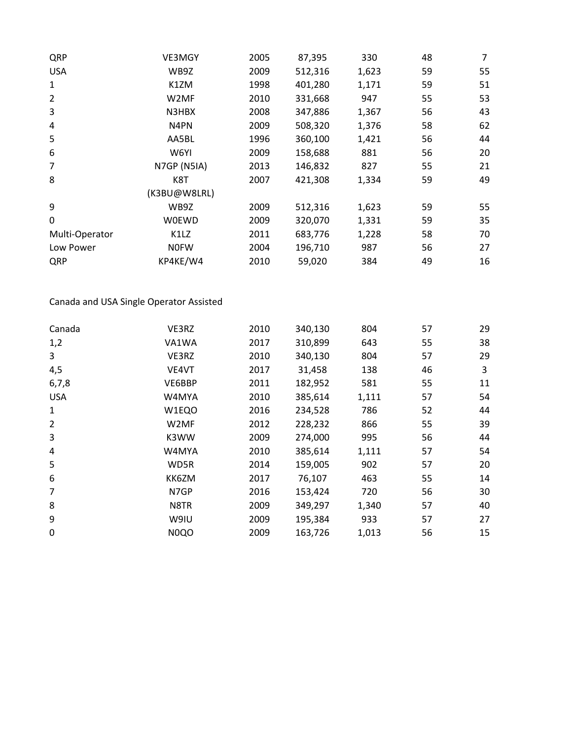| | | | | | | |
|---|---|---|---|---|---|---|
| QRP | VE3MGY | 2005 | 87,395 | 330 | 48 | 7 |
| USA | WB9Z | 2009 | 512,316 | 1,623 | 59 | 55 |
| 1 | K1ZM | 1998 | 401,280 | 1,171 | 59 | 51 |
| 2 | W2MF | 2010 | 331,668 | 947 | 55 | 53 |
| 3 | N3HBX | 2008 | 347,886 | 1,367 | 56 | 43 |
| 4 | N4PN | 2009 | 508,320 | 1,376 | 58 | 62 |
| 5 | AA5BL | 1996 | 360,100 | 1,421 | 56 | 44 |
| 6 | W6YI | 2009 | 158,688 | 881 | 56 | 20 |
| 7 | N7GP (N5IA) | 2013 | 146,832 | 827 | 55 | 21 |
| 8 | K8T (K3BU@W8LRL) | 2007 | 421,308 | 1,334 | 59 | 49 |
| 9 | WB9Z | 2009 | 512,316 | 1,623 | 59 | 55 |
| 0 | W0EWD | 2009 | 320,070 | 1,331 | 59 | 35 |
| Multi-Operator | K1LZ | 2011 | 683,776 | 1,228 | 58 | 70 |
| Low Power | N0FW | 2004 | 196,710 | 987 | 56 | 27 |
| QRP | KP4KE/W4 | 2010 | 59,020 | 384 | 49 | 16 |

Canada and USA Single Operator Assisted

| | | | | | | |
|---|---|---|---|---|---|---|
| Canada | VE3RZ | 2010 | 340,130 | 804 | 57 | 29 |
| 1,2 | VA1WA | 2017 | 310,899 | 643 | 55 | 38 |
| 3 | VE3RZ | 2010 | 340,130 | 804 | 57 | 29 |
| 4,5 | VE4VT | 2017 | 31,458 | 138 | 46 | 3 |
| 6,7,8 | VE6BBP | 2011 | 182,952 | 581 | 55 | 11 |
| USA | W4MYA | 2010 | 385,614 | 1,111 | 57 | 54 |
| 1 | W1EQO | 2016 | 234,528 | 786 | 52 | 44 |
| 2 | W2MF | 2012 | 228,232 | 866 | 55 | 39 |
| 3 | K3WW | 2009 | 274,000 | 995 | 56 | 44 |
| 4 | W4MYA | 2010 | 385,614 | 1,111 | 57 | 54 |
| 5 | WD5R | 2014 | 159,005 | 902 | 57 | 20 |
| 6 | KK6ZM | 2017 | 76,107 | 463 | 55 | 14 |
| 7 | N7GP | 2016 | 153,424 | 720 | 56 | 30 |
| 8 | N8TR | 2009 | 349,297 | 1,340 | 57 | 40 |
| 9 | W9IU | 2009 | 195,384 | 933 | 57 | 27 |
| 0 | N0QO | 2009 | 163,726 | 1,013 | 56 | 15 |